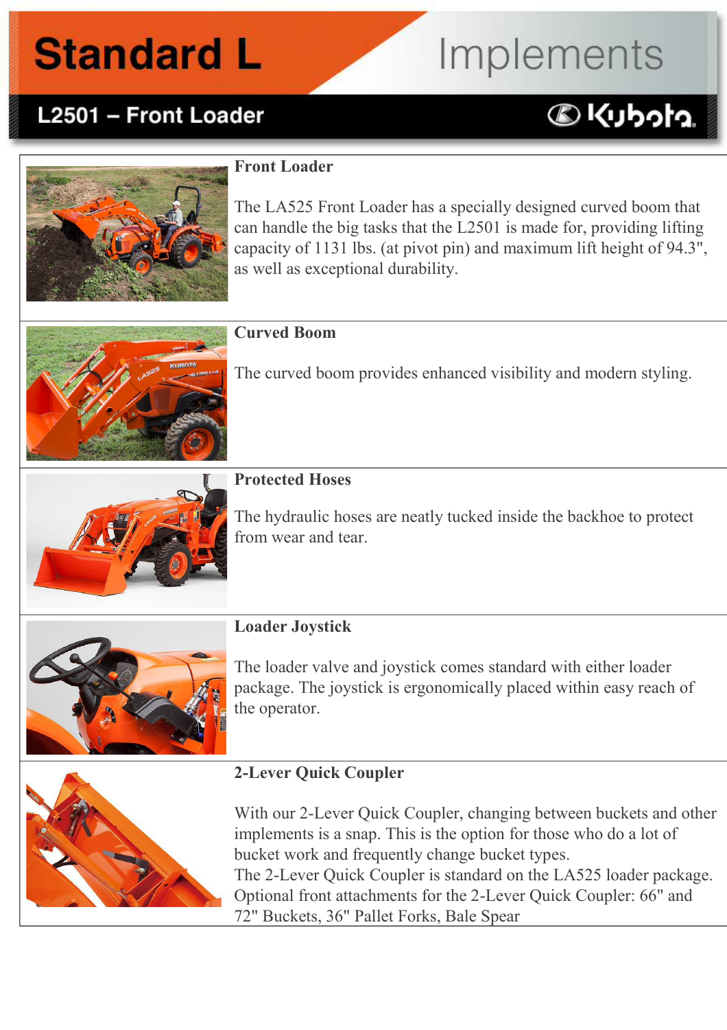# Standard L Implements

## L2501 – Front Loader

Kubota

### Front Loader

The LA525 Front Loader has a specially designed curved boom that can handle the big tasks that the L2501 is made for, providing lifting capacity of 1131 lbs. (at pivot pin) and maximum lift height of 94.3", as well as exceptional durability.

### Curved Boom

The curved boom provides enhanced visibility and modern styling.

### Protected Hoses

The hydraulic hoses are neatly tucked inside the backhoe to protect from wear and tear.

### Loader Joystick

The loader valve and joystick comes standard with either loader package. The joystick is ergonomically placed within easy reach of the operator.

### 2-Lever Quick Coupler

With our 2-Lever Quick Coupler, changing between buckets and other implements is a snap. This is the option for those who do a lot of bucket work and frequently change bucket types.
The 2-Lever Quick Coupler is standard on the LA525 loader package.
Optional front attachments for the 2-Lever Quick Coupler: 66" and 72" Buckets, 36" Pallet Forks, Bale Spear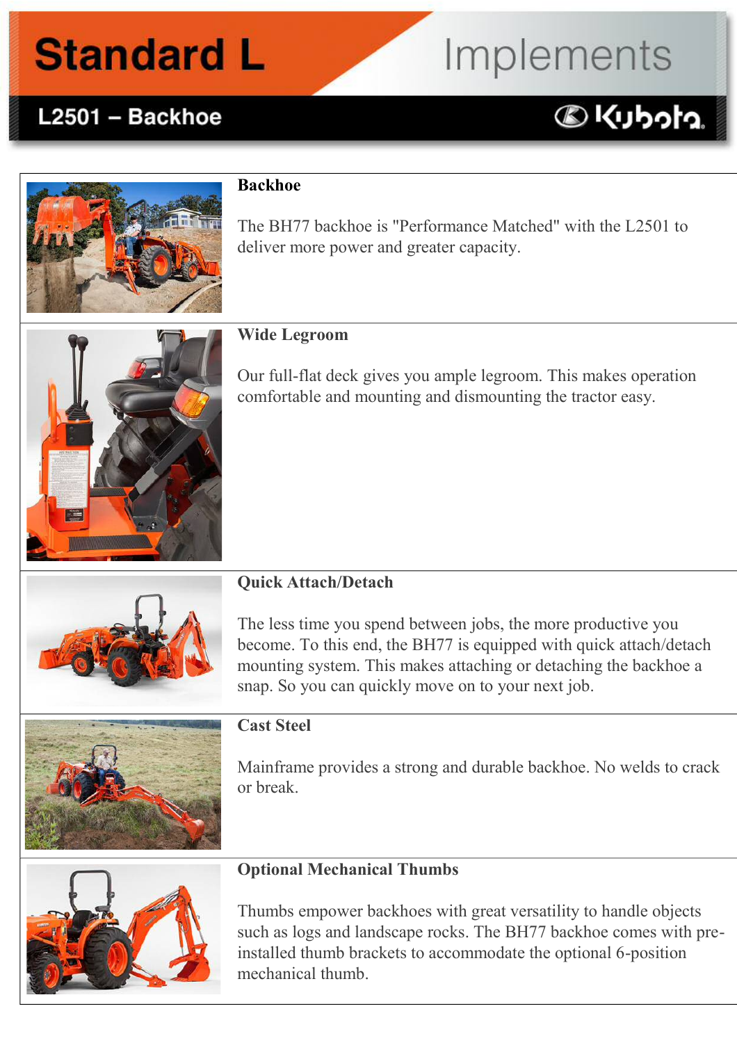# Standard L Implements

## L2501 – Backhoe

Kubota

### Backhoe

The BH77 backhoe is "Performance Matched" with the L2501 to deliver more power and greater capacity.

### Wide Legroom

Our full-flat deck gives you ample legroom. This makes operation comfortable and mounting and dismounting the tractor easy.

### Quick Attach/Detach

The less time you spend between jobs, the more productive you become. To this end, the BH77 is equipped with quick attach/detach mounting system. This makes attaching or detaching the backhoe a snap. So you can quickly move on to your next job.

### Cast Steel

Mainframe provides a strong and durable backhoe. No welds to crack or break.

### Optional Mechanical Thumbs

Thumbs empower backhoes with great versatility to handle objects such as logs and landscape rocks. The BH77 backhoe comes with pre-installed thumb brackets to accommodate the optional 6-position mechanical thumb.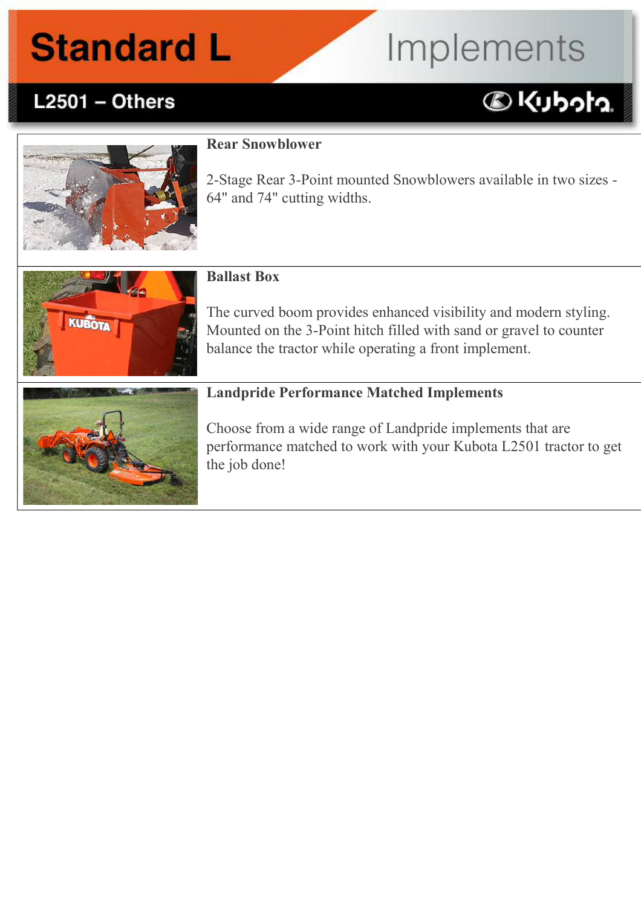# Standard L Implements

## L2501 – Others

### Rear Snowblower

2-Stage Rear 3-Point mounted Snowblowers available in two sizes - 64" and 74" cutting widths.

### Ballast Box

The curved boom provides enhanced visibility and modern styling. Mounted on the 3-Point hitch filled with sand or gravel to counter balance the tractor while operating a front implement.

### Landpride Performance Matched Implements

Choose from a wide range of Landpride implements that are performance matched to work with your Kubota L2501 tractor to get the job done!